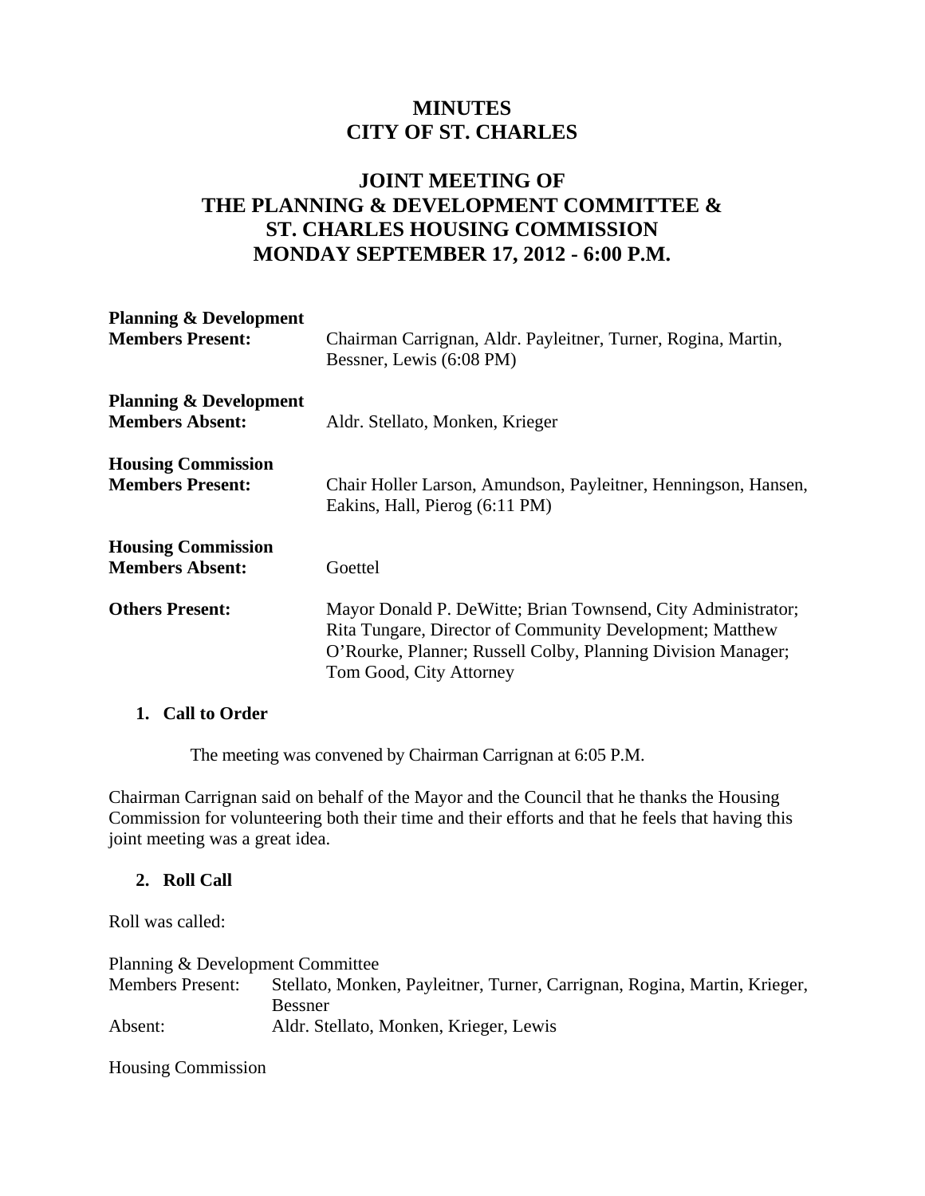# MINUTES
# CITY OF ST. CHARLES

## JOINT MEETING OF THE PLANNING & DEVELOPMENT COMMITTEE & ST. CHARLES HOUSING COMMISSION MONDAY SEPTEMBER 17, 2012 - 6:00 P.M.

| | |
|---|---|
| **Planning & Development Members Present:** | Chairman Carrignan, Aldr. Payleitner, Turner, Rogina, Martin, Bessner, Lewis (6:08 PM) |
| **Planning & Development Members Absent:** | Aldr. Stellato, Monken, Krieger |
| **Housing Commission Members Present:** | Chair Holler Larson, Amundson, Payleitner, Henningson, Hansen, Eakins, Hall, Pierog (6:11 PM) |
| **Housing Commission Members Absent:** | Goettel |
| **Others Present:** | Mayor Donald P. DeWitte; Brian Townsend, City Administrator; Rita Tungare, Director of Community Development; Matthew O'Rourke, Planner; Russell Colby, Planning Division Manager; Tom Good, City Attorney |

### 1. Call to Order

The meeting was convened by Chairman Carrignan at 6:05 P.M.

Chairman Carrignan said on behalf of the Mayor and the Council that he thanks the Housing Commission for volunteering both their time and their efforts and that he feels that having this joint meeting was a great idea.

### 2. Roll Call

Roll was called:

Planning & Development Committee

| | |
|---|---|
| Members Present: | Stellato, Monken, Payleitner, Turner, Carrignan, Rogina, Martin, Krieger, Bessner |
| Absent: | Aldr. Stellato, Monken, Krieger, Lewis |

Housing Commission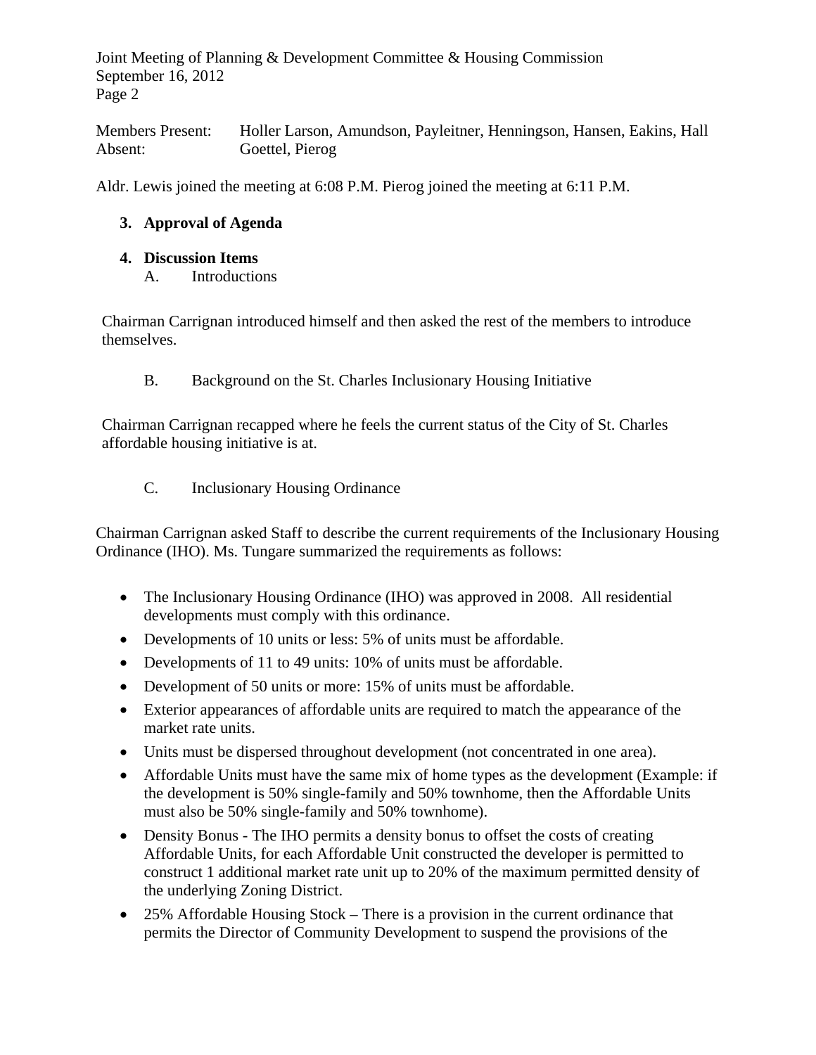Members Present: Holler Larson, Amundson, Payleitner, Henningson, Hansen, Eakins, Hall
Absent: Goettel, Pierog

Aldr. Lewis joined the meeting at 6:08 P.M. Pierog joined the meeting at 6:11 P.M.

3. **Approval of Agenda**

4. **Discussion Items**

   A. Introductions

Chairman Carrignan introduced himself and then asked the rest of the members to introduce themselves.

   B. Background on the St. Charles Inclusionary Housing Initiative

Chairman Carrignan recapped where he feels the current status of the City of St. Charles affordable housing initiative is at.

   C. Inclusionary Housing Ordinance

Chairman Carrignan asked Staff to describe the current requirements of the Inclusionary Housing Ordinance (IHO). Ms. Tungare summarized the requirements as follows:

- The Inclusionary Housing Ordinance (IHO) was approved in 2008. All residential developments must comply with this ordinance.
- Developments of 10 units or less: 5% of units must be affordable.
- Developments of 11 to 49 units: 10% of units must be affordable.
- Development of 50 units or more: 15% of units must be affordable.
- Exterior appearances of affordable units are required to match the appearance of the market rate units.
- Units must be dispersed throughout development (not concentrated in one area).
- Affordable Units must have the same mix of home types as the development (Example: if the development is 50% single-family and 50% townhome, then the Affordable Units must also be 50% single-family and 50% townhome).
- Density Bonus - The IHO permits a density bonus to offset the costs of creating Affordable Units, for each Affordable Unit constructed the developer is permitted to construct 1 additional market rate unit up to 20% of the maximum permitted density of the underlying Zoning District.
- 25% Affordable Housing Stock – There is a provision in the current ordinance that permits the Director of Community Development to suspend the provisions of the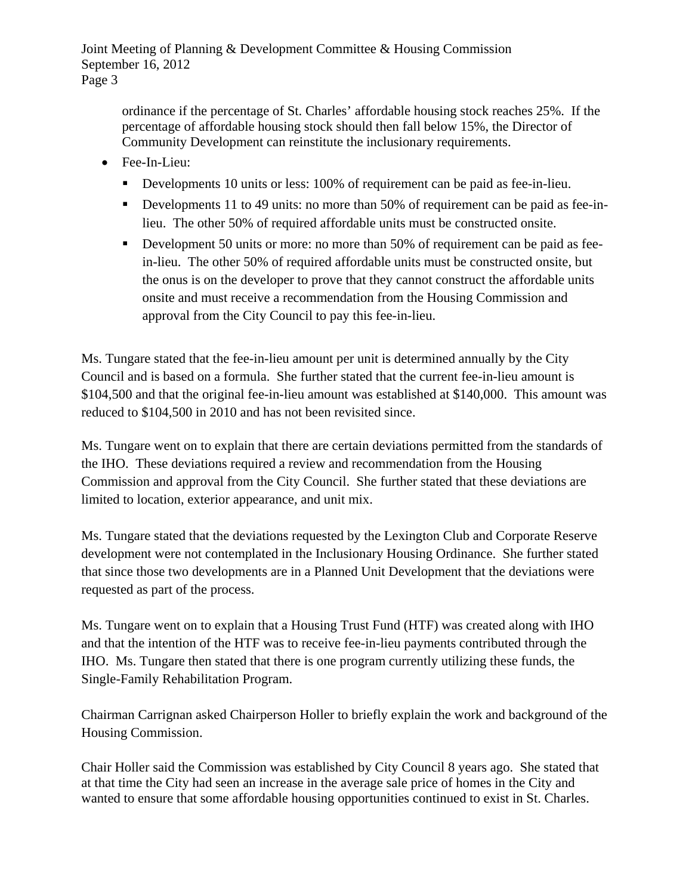ordinance if the percentage of St. Charles' affordable housing stock reaches 25%. If the percentage of affordable housing stock should then fall below 15%, the Director of Community Development can reinstitute the inclusionary requirements.

- Fee-In-Lieu:
  - Developments 10 units or less: 100% of requirement can be paid as fee-in-lieu.
  - Developments 11 to 49 units: no more than 50% of requirement can be paid as fee-in-lieu. The other 50% of required affordable units must be constructed onsite.
  - Development 50 units or more: no more than 50% of requirement can be paid as fee-in-lieu. The other 50% of required affordable units must be constructed onsite, but the onus is on the developer to prove that they cannot construct the affordable units onsite and must receive a recommendation from the Housing Commission and approval from the City Council to pay this fee-in-lieu.

Ms. Tungare stated that the fee-in-lieu amount per unit is determined annually by the City Council and is based on a formula. She further stated that the current fee-in-lieu amount is $104,500 and that the original fee-in-lieu amount was established at $140,000. This amount was reduced to $104,500 in 2010 and has not been revisited since.

Ms. Tungare went on to explain that there are certain deviations permitted from the standards of the IHO. These deviations required a review and recommendation from the Housing Commission and approval from the City Council. She further stated that these deviations are limited to location, exterior appearance, and unit mix.

Ms. Tungare stated that the deviations requested by the Lexington Club and Corporate Reserve development were not contemplated in the Inclusionary Housing Ordinance. She further stated that since those two developments are in a Planned Unit Development that the deviations were requested as part of the process.

Ms. Tungare went on to explain that a Housing Trust Fund (HTF) was created along with IHO and that the intention of the HTF was to receive fee-in-lieu payments contributed through the IHO. Ms. Tungare then stated that there is one program currently utilizing these funds, the Single-Family Rehabilitation Program.

Chairman Carrignan asked Chairperson Holler to briefly explain the work and background of the Housing Commission.

Chair Holler said the Commission was established by City Council 8 years ago. She stated that at that time the City had seen an increase in the average sale price of homes in the City and wanted to ensure that some affordable housing opportunities continued to exist in St. Charles.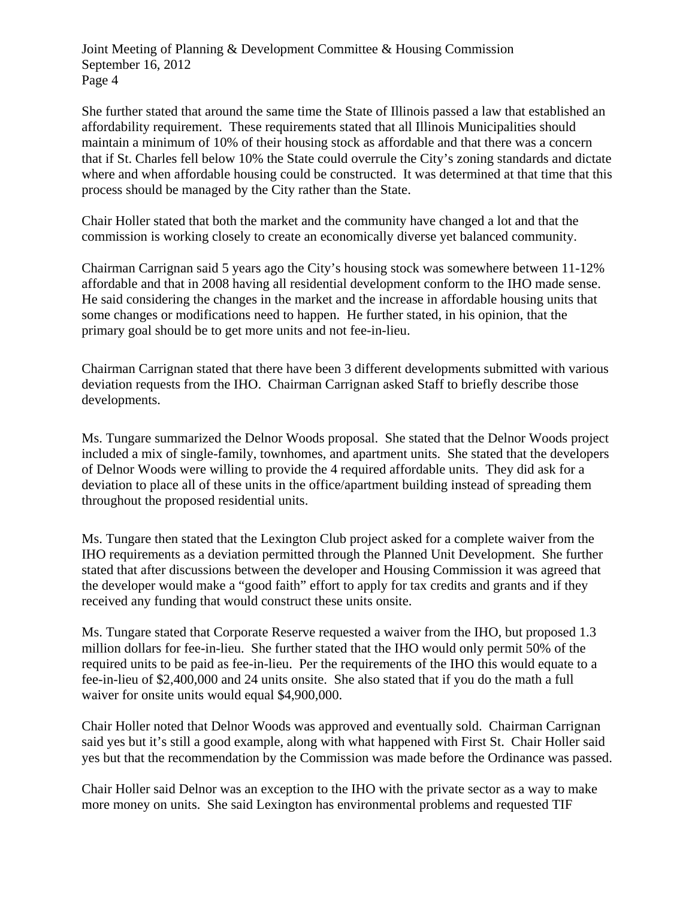She further stated that around the same time the State of Illinois passed a law that established an affordability requirement. These requirements stated that all Illinois Municipalities should maintain a minimum of 10% of their housing stock as affordable and that there was a concern that if St. Charles fell below 10% the State could overrule the City's zoning standards and dictate where and when affordable housing could be constructed. It was determined at that time that this process should be managed by the City rather than the State.

Chair Holler stated that both the market and the community have changed a lot and that the commission is working closely to create an economically diverse yet balanced community.

Chairman Carrignan said 5 years ago the City's housing stock was somewhere between 11-12% affordable and that in 2008 having all residential development conform to the IHO made sense. He said considering the changes in the market and the increase in affordable housing units that some changes or modifications need to happen. He further stated, in his opinion, that the primary goal should be to get more units and not fee-in-lieu.

Chairman Carrignan stated that there have been 3 different developments submitted with various deviation requests from the IHO. Chairman Carrignan asked Staff to briefly describe those developments.

Ms. Tungare summarized the Delnor Woods proposal. She stated that the Delnor Woods project included a mix of single-family, townhomes, and apartment units. She stated that the developers of Delnor Woods were willing to provide the 4 required affordable units. They did ask for a deviation to place all of these units in the office/apartment building instead of spreading them throughout the proposed residential units.

Ms. Tungare then stated that the Lexington Club project asked for a complete waiver from the IHO requirements as a deviation permitted through the Planned Unit Development. She further stated that after discussions between the developer and Housing Commission it was agreed that the developer would make a "good faith" effort to apply for tax credits and grants and if they received any funding that would construct these units onsite.

Ms. Tungare stated that Corporate Reserve requested a waiver from the IHO, but proposed 1.3 million dollars for fee-in-lieu. She further stated that the IHO would only permit 50% of the required units to be paid as fee-in-lieu. Per the requirements of the IHO this would equate to a fee-in-lieu of $2,400,000 and 24 units onsite. She also stated that if you do the math a full waiver for onsite units would equal $4,900,000.

Chair Holler noted that Delnor Woods was approved and eventually sold. Chairman Carrignan said yes but it's still a good example, along with what happened with First St. Chair Holler said yes but that the recommendation by the Commission was made before the Ordinance was passed.

Chair Holler said Delnor was an exception to the IHO with the private sector as a way to make more money on units. She said Lexington has environmental problems and requested TIF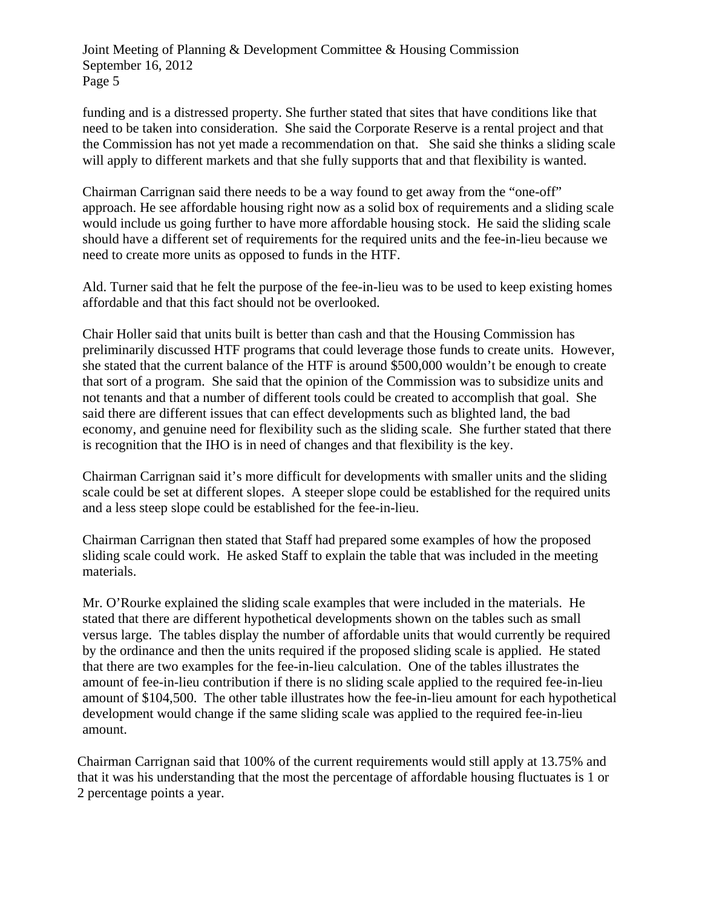funding and is a distressed property. She further stated that sites that have conditions like that need to be taken into consideration. She said the Corporate Reserve is a rental project and that the Commission has not yet made a recommendation on that. She said she thinks a sliding scale will apply to different markets and that she fully supports that and that flexibility is wanted.

Chairman Carrignan said there needs to be a way found to get away from the "one-off" approach. He see affordable housing right now as a solid box of requirements and a sliding scale would include us going further to have more affordable housing stock. He said the sliding scale should have a different set of requirements for the required units and the fee-in-lieu because we need to create more units as opposed to funds in the HTF.

Ald. Turner said that he felt the purpose of the fee-in-lieu was to be used to keep existing homes affordable and that this fact should not be overlooked.

Chair Holler said that units built is better than cash and that the Housing Commission has preliminarily discussed HTF programs that could leverage those funds to create units. However, she stated that the current balance of the HTF is around $500,000 wouldn't be enough to create that sort of a program. She said that the opinion of the Commission was to subsidize units and not tenants and that a number of different tools could be created to accomplish that goal. She said there are different issues that can effect developments such as blighted land, the bad economy, and genuine need for flexibility such as the sliding scale. She further stated that there is recognition that the IHO is in need of changes and that flexibility is the key.

Chairman Carrignan said it's more difficult for developments with smaller units and the sliding scale could be set at different slopes. A steeper slope could be established for the required units and a less steep slope could be established for the fee-in-lieu.

Chairman Carrignan then stated that Staff had prepared some examples of how the proposed sliding scale could work. He asked Staff to explain the table that was included in the meeting materials.

Mr. O'Rourke explained the sliding scale examples that were included in the materials. He stated that there are different hypothetical developments shown on the tables such as small versus large. The tables display the number of affordable units that would currently be required by the ordinance and then the units required if the proposed sliding scale is applied. He stated that there are two examples for the fee-in-lieu calculation. One of the tables illustrates the amount of fee-in-lieu contribution if there is no sliding scale applied to the required fee-in-lieu amount of $104,500. The other table illustrates how the fee-in-lieu amount for each hypothetical development would change if the same sliding scale was applied to the required fee-in-lieu amount.

Chairman Carrignan said that 100% of the current requirements would still apply at 13.75% and that it was his understanding that the most the percentage of affordable housing fluctuates is 1 or 2 percentage points a year.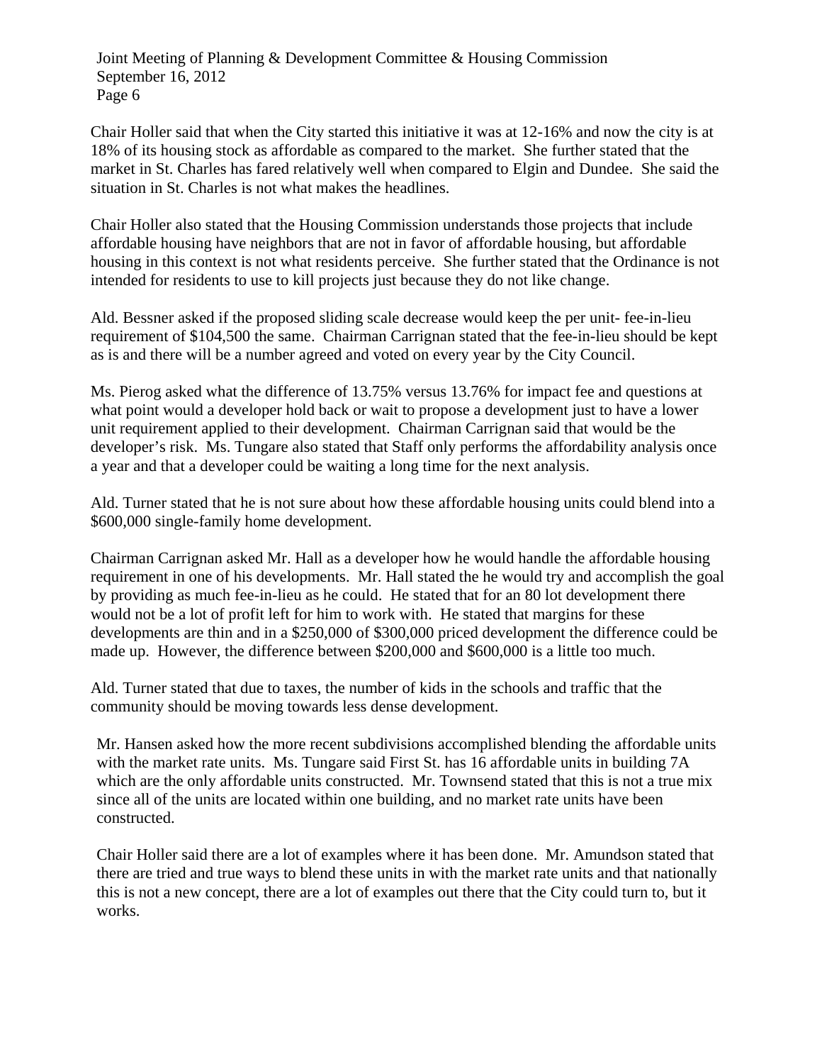Chair Holler said that when the City started this initiative it was at 12-16% and now the city is at 18% of its housing stock as affordable as compared to the market. She further stated that the market in St. Charles has fared relatively well when compared to Elgin and Dundee. She said the situation in St. Charles is not what makes the headlines.

Chair Holler also stated that the Housing Commission understands those projects that include affordable housing have neighbors that are not in favor of affordable housing, but affordable housing in this context is not what residents perceive. She further stated that the Ordinance is not intended for residents to use to kill projects just because they do not like change.

Ald. Bessner asked if the proposed sliding scale decrease would keep the per unit- fee-in-lieu requirement of $104,500 the same. Chairman Carrignan stated that the fee-in-lieu should be kept as is and there will be a number agreed and voted on every year by the City Council.

Ms. Pierog asked what the difference of 13.75% versus 13.76% for impact fee and questions at what point would a developer hold back or wait to propose a development just to have a lower unit requirement applied to their development. Chairman Carrignan said that would be the developer's risk. Ms. Tungare also stated that Staff only performs the affordability analysis once a year and that a developer could be waiting a long time for the next analysis.

Ald. Turner stated that he is not sure about how these affordable housing units could blend into a $600,000 single-family home development.

Chairman Carrignan asked Mr. Hall as a developer how he would handle the affordable housing requirement in one of his developments. Mr. Hall stated the he would try and accomplish the goal by providing as much fee-in-lieu as he could. He stated that for an 80 lot development there would not be a lot of profit left for him to work with. He stated that margins for these developments are thin and in a $250,000 of $300,000 priced development the difference could be made up. However, the difference between $200,000 and $600,000 is a little too much.

Ald. Turner stated that due to taxes, the number of kids in the schools and traffic that the community should be moving towards less dense development.

Mr. Hansen asked how the more recent subdivisions accomplished blending the affordable units with the market rate units. Ms. Tungare said First St. has 16 affordable units in building 7A which are the only affordable units constructed. Mr. Townsend stated that this is not a true mix since all of the units are located within one building, and no market rate units have been constructed.

Chair Holler said there are a lot of examples where it has been done. Mr. Amundson stated that there are tried and true ways to blend these units in with the market rate units and that nationally this is not a new concept, there are a lot of examples out there that the City could turn to, but it works.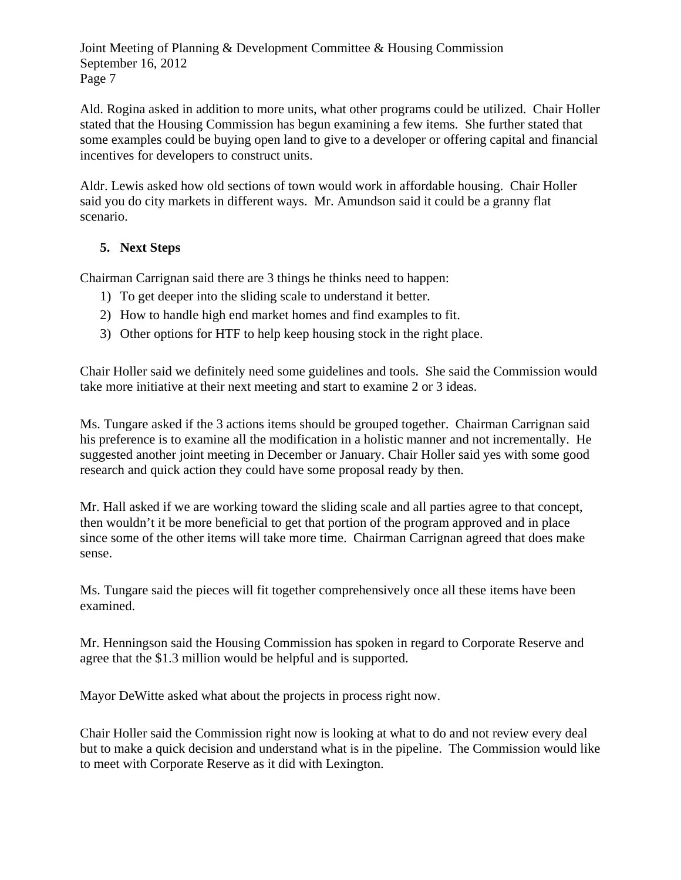Ald. Rogina asked in addition to more units, what other programs could be utilized. Chair Holler stated that the Housing Commission has begun examining a few items. She further stated that some examples could be buying open land to give to a developer or offering capital and financial incentives for developers to construct units.

Aldr. Lewis asked how old sections of town would work in affordable housing. Chair Holler said you do city markets in different ways. Mr. Amundson said it could be a granny flat scenario.

**5. Next Steps**

Chairman Carrignan said there are 3 things he thinks need to happen:

1) To get deeper into the sliding scale to understand it better.
2) How to handle high end market homes and find examples to fit.
3) Other options for HTF to help keep housing stock in the right place.

Chair Holler said we definitely need some guidelines and tools. She said the Commission would take more initiative at their next meeting and start to examine 2 or 3 ideas.

Ms. Tungare asked if the 3 actions items should be grouped together. Chairman Carrignan said his preference is to examine all the modification in a holistic manner and not incrementally. He suggested another joint meeting in December or January. Chair Holler said yes with some good research and quick action they could have some proposal ready by then.

Mr. Hall asked if we are working toward the sliding scale and all parties agree to that concept, then wouldn't it be more beneficial to get that portion of the program approved and in place since some of the other items will take more time. Chairman Carrignan agreed that does make sense.

Ms. Tungare said the pieces will fit together comprehensively once all these items have been examined.

Mr. Henningson said the Housing Commission has spoken in regard to Corporate Reserve and agree that the $1.3 million would be helpful and is supported.

Mayor DeWitte asked what about the projects in process right now.

Chair Holler said the Commission right now is looking at what to do and not review every deal but to make a quick decision and understand what is in the pipeline. The Commission would like to meet with Corporate Reserve as it did with Lexington.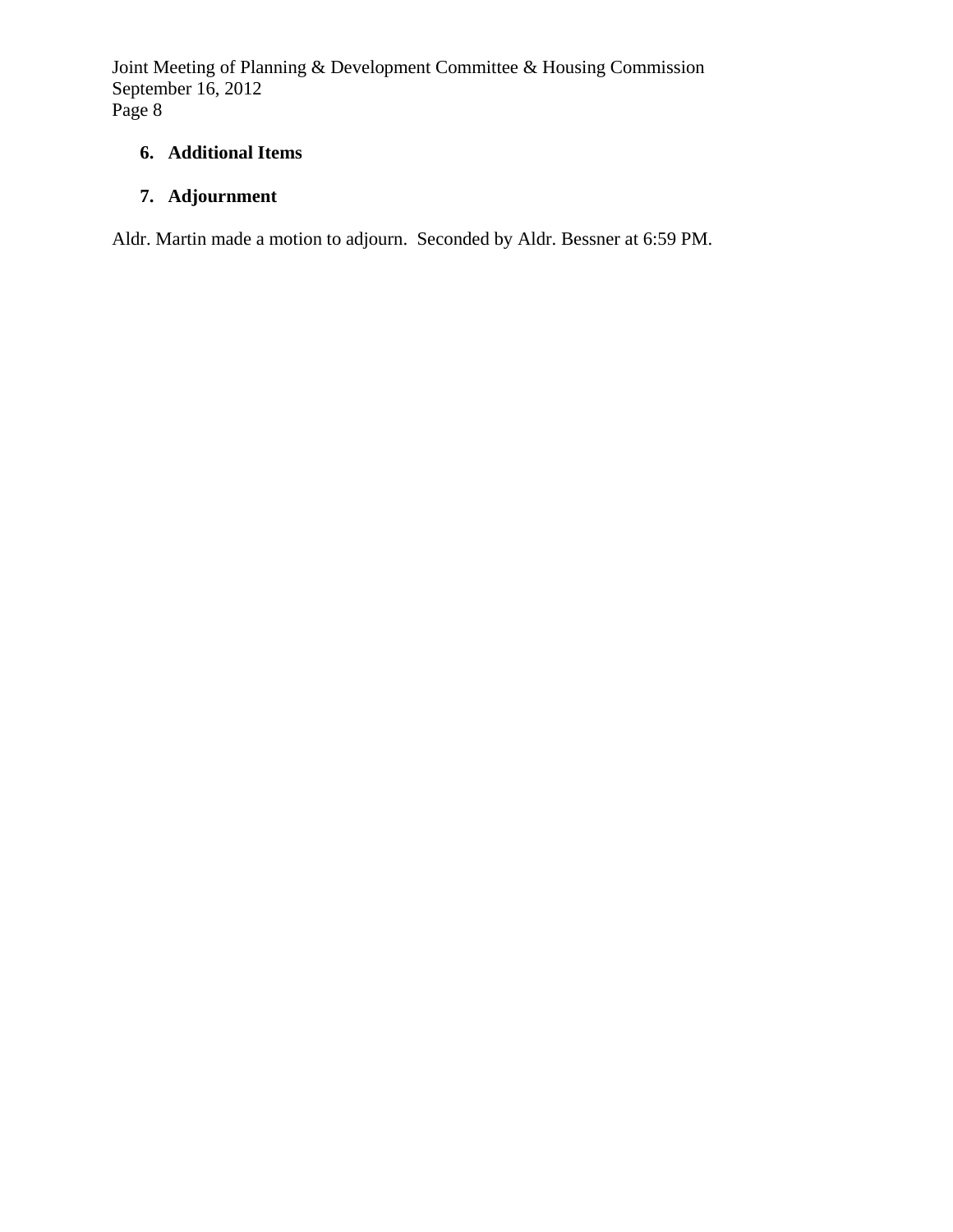6. **Additional Items**

7. **Adjournment**

Aldr. Martin made a motion to adjourn. Seconded by Aldr. Bessner at 6:59 PM.